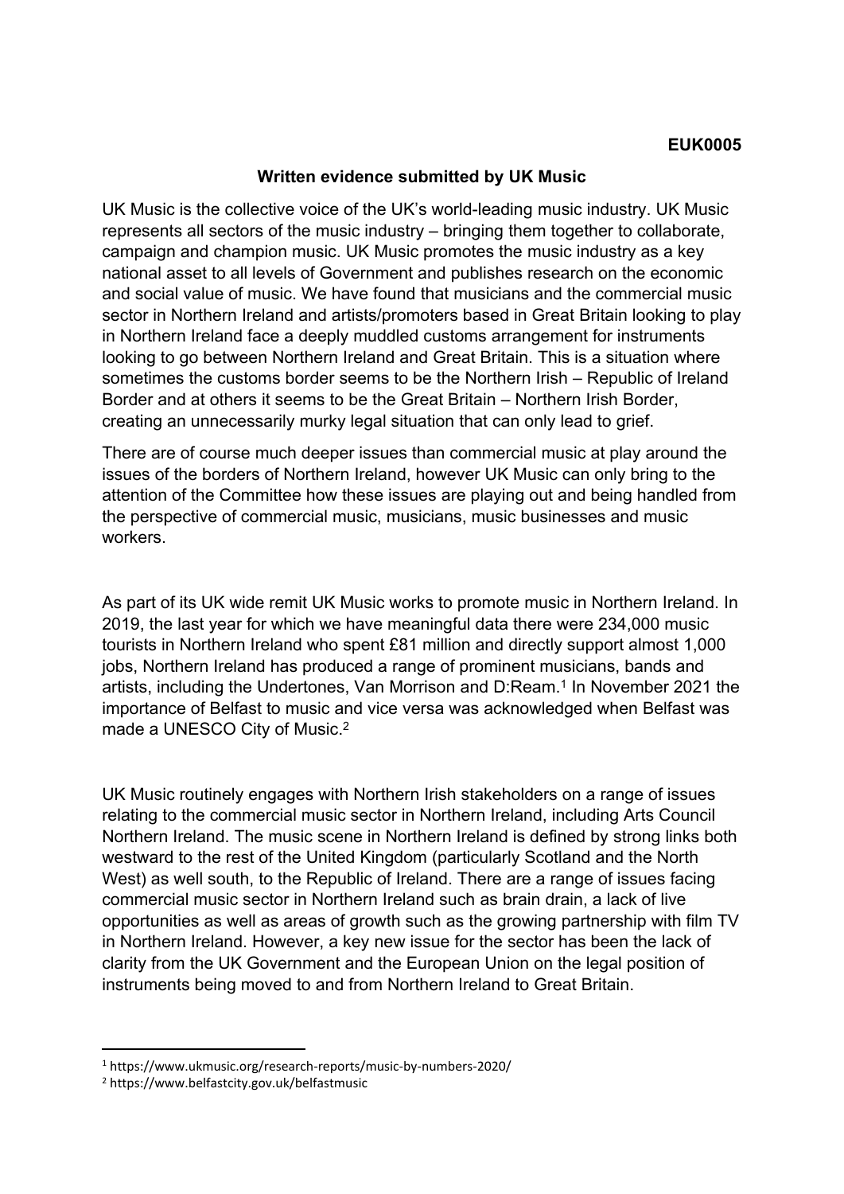**EUK0005**

**Written evidence submitted by UK Music**

UK Music is the collective voice of the UK's world-leading music industry. UK Music represents all sectors of the music industry – bringing them together to collaborate, campaign and champion music. UK Music promotes the music industry as a key national asset to all levels of Government and publishes research on the economic and social value of music. We have found that musicians and the commercial music sector in Northern Ireland and artists/promoters based in Great Britain looking to play in Northern Ireland face a deeply muddled customs arrangement for instruments looking to go between Northern Ireland and Great Britain. This is a situation where sometimes the customs border seems to be the Northern Irish – Republic of Ireland Border and at others it seems to be the Great Britain – Northern Irish Border, creating an unnecessarily murky legal situation that can only lead to grief.

There are of course much deeper issues than commercial music at play around the issues of the borders of Northern Ireland, however UK Music can only bring to the attention of the Committee how these issues are playing out and being handled from the perspective of commercial music, musicians, music businesses and music workers.

As part of its UK wide remit UK Music works to promote music in Northern Ireland. In 2019, the last year for which we have meaningful data there were 234,000 music tourists in Northern Ireland who spent £81 million and directly support almost 1,000 jobs, Northern Ireland has produced a range of prominent musicians, bands and artists, including the Undertones, Van Morrison and D:Ream.[1] In November 2021 the importance of Belfast to music and vice versa was acknowledged when Belfast was made a UNESCO City of Music.[2]

UK Music routinely engages with Northern Irish stakeholders on a range of issues relating to the commercial music sector in Northern Ireland, including Arts Council Northern Ireland. The music scene in Northern Ireland is defined by strong links both westward to the rest of the United Kingdom (particularly Scotland and the North West) as well south, to the Republic of Ireland. There are a range of issues facing commercial music sector in Northern Ireland such as brain drain, a lack of live opportunities as well as areas of growth such as the growing partnership with film TV in Northern Ireland. However, a key new issue for the sector has been the lack of clarity from the UK Government and the European Union on the legal position of instruments being moved to and from Northern Ireland to Great Britain.

---

[1] https://www.ukmusic.org/research-reports/music-by-numbers-2020/

[2] https://www.belfastcity.gov.uk/belfastmusic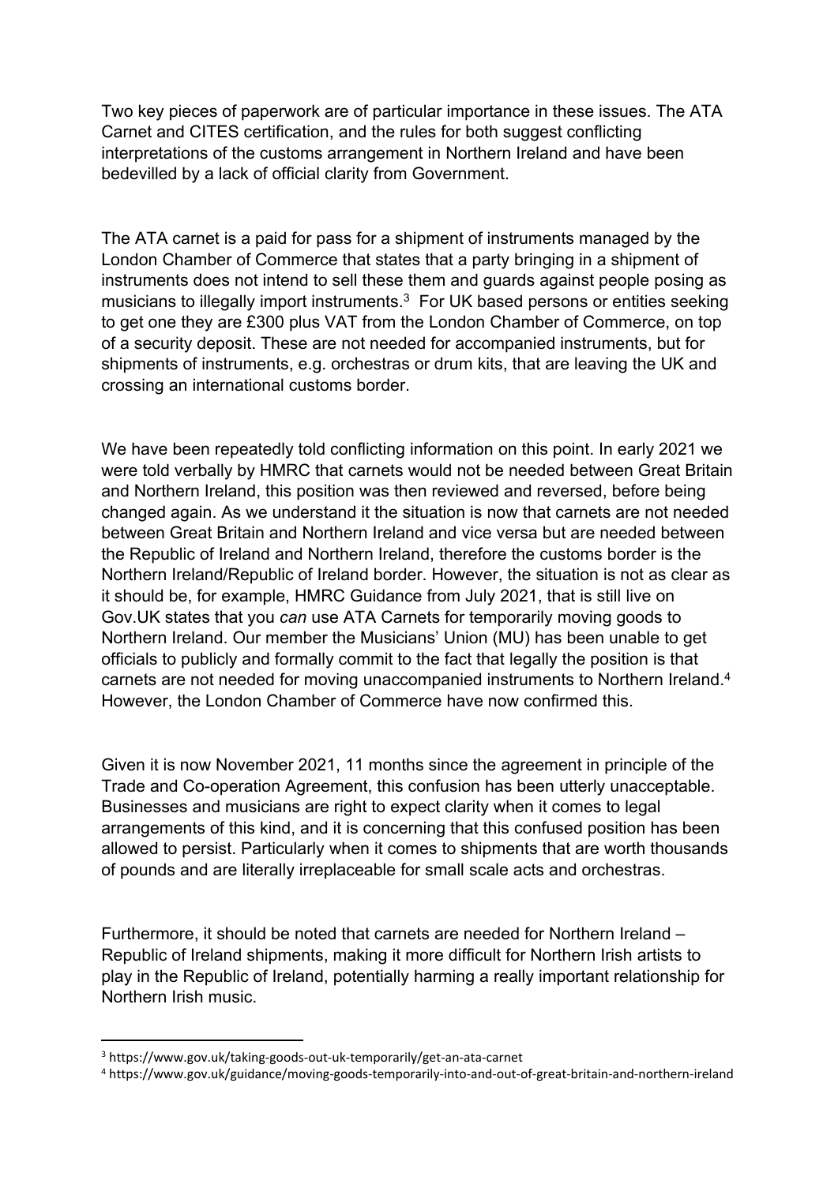Two key pieces of paperwork are of particular importance in these issues. The ATA Carnet and CITES certification, and the rules for both suggest conflicting interpretations of the customs arrangement in Northern Ireland and have been bedevilled by a lack of official clarity from Government.

The ATA carnet is a paid for pass for a shipment of instruments managed by the London Chamber of Commerce that states that a party bringing in a shipment of instruments does not intend to sell these them and guards against people posing as musicians to illegally import instruments.[3] For UK based persons or entities seeking to get one they are £300 plus VAT from the London Chamber of Commerce, on top of a security deposit. These are not needed for accompanied instruments, but for shipments of instruments, e.g. orchestras or drum kits, that are leaving the UK and crossing an international customs border.

We have been repeatedly told conflicting information on this point. In early 2021 we were told verbally by HMRC that carnets would not be needed between Great Britain and Northern Ireland, this position was then reviewed and reversed, before being changed again. As we understand it the situation is now that carnets are not needed between Great Britain and Northern Ireland and vice versa but are needed between the Republic of Ireland and Northern Ireland, therefore the customs border is the Northern Ireland/Republic of Ireland border. However, the situation is not as clear as it should be, for example, HMRC Guidance from July 2021, that is still live on Gov.UK states that you *can* use ATA Carnets for temporarily moving goods to Northern Ireland. Our member the Musicians' Union (MU) has been unable to get officials to publicly and formally commit to the fact that legally the position is that carnets are not needed for moving unaccompanied instruments to Northern Ireland.[4] However, the London Chamber of Commerce have now confirmed this.

Given it is now November 2021, 11 months since the agreement in principle of the Trade and Co-operation Agreement, this confusion has been utterly unacceptable. Businesses and musicians are right to expect clarity when it comes to legal arrangements of this kind, and it is concerning that this confused position has been allowed to persist. Particularly when it comes to shipments that are worth thousands of pounds and are literally irreplaceable for small scale acts and orchestras.

Furthermore, it should be noted that carnets are needed for Northern Ireland – Republic of Ireland shipments, making it more difficult for Northern Irish artists to play in the Republic of Ireland, potentially harming a really important relationship for Northern Irish music.

---

[3] https://www.gov.uk/taking-goods-out-uk-temporarily/get-an-ata-carnet

[4] https://www.gov.uk/guidance/moving-goods-temporarily-into-and-out-of-great-britain-and-northern-ireland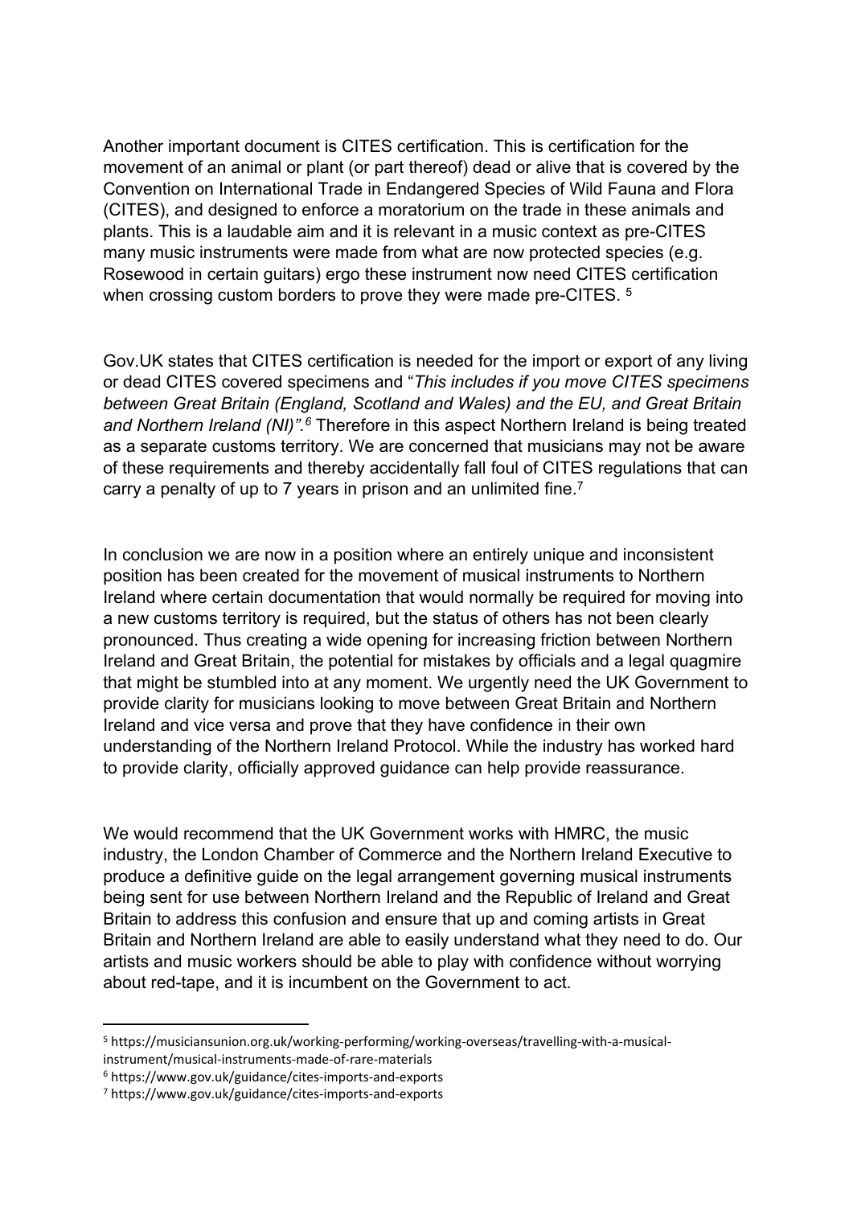Another important document is CITES certification. This is certification for the movement of an animal or plant (or part thereof) dead or alive that is covered by the Convention on International Trade in Endangered Species of Wild Fauna and Flora (CITES), and designed to enforce a moratorium on the trade in these animals and plants. This is a laudable aim and it is relevant in a music context as pre-CITES many music instruments were made from what are now protected species (e.g. Rosewood in certain guitars) ergo these instrument now need CITES certification when crossing custom borders to prove they were made pre-CITES. [5]

Gov.UK states that CITES certification is needed for the import or export of any living or dead CITES covered specimens and "*This includes if you move CITES specimens between Great Britain (England, Scotland and Wales) and the EU, and Great Britain and Northern Ireland (NI)".*[6] Therefore in this aspect Northern Ireland is being treated as a separate customs territory. We are concerned that musicians may not be aware of these requirements and thereby accidentally fall foul of CITES regulations that can carry a penalty of up to 7 years in prison and an unlimited fine.[7]

In conclusion we are now in a position where an entirely unique and inconsistent position has been created for the movement of musical instruments to Northern Ireland where certain documentation that would normally be required for moving into a new customs territory is required, but the status of others has not been clearly pronounced. Thus creating a wide opening for increasing friction between Northern Ireland and Great Britain, the potential for mistakes by officials and a legal quagmire that might be stumbled into at any moment. We urgently need the UK Government to provide clarity for musicians looking to move between Great Britain and Northern Ireland and vice versa and prove that they have confidence in their own understanding of the Northern Ireland Protocol. While the industry has worked hard to provide clarity, officially approved guidance can help provide reassurance.

We would recommend that the UK Government works with HMRC, the music industry, the London Chamber of Commerce and the Northern Ireland Executive to produce a definitive guide on the legal arrangement governing musical instruments being sent for use between Northern Ireland and the Republic of Ireland and Great Britain to address this confusion and ensure that up and coming artists in Great Britain and Northern Ireland are able to easily understand what they need to do. Our artists and music workers should be able to play with confidence without worrying about red-tape, and it is incumbent on the Government to act.

---

[5] https://musiciansunion.org.uk/working-performing/working-overseas/travelling-with-a-musical-instrument/musical-instruments-made-of-rare-materials

[6] https://www.gov.uk/guidance/cites-imports-and-exports

[7] https://www.gov.uk/guidance/cites-imports-and-exports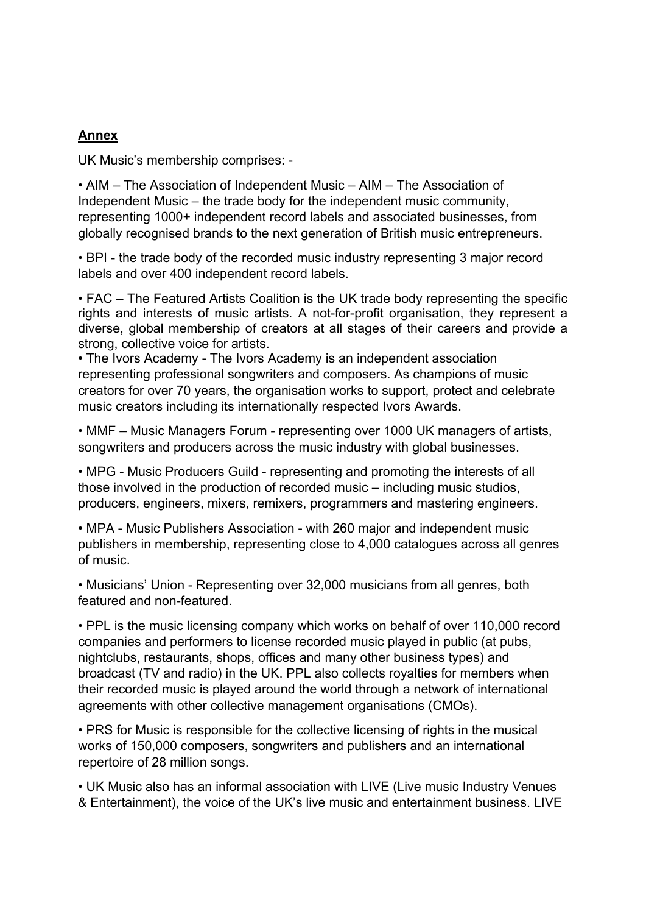## Annex

UK Music's membership comprises: -

- AIM – The Association of Independent Music – AIM – The Association of Independent Music – the trade body for the independent music community, representing 1000+ independent record labels and associated businesses, from globally recognised brands to the next generation of British music entrepreneurs.

- BPI - the trade body of the recorded music industry representing 3 major record labels and over 400 independent record labels.

- FAC – The Featured Artists Coalition is the UK trade body representing the specific rights and interests of music artists. A not-for-profit organisation, they represent a diverse, global membership of creators at all stages of their careers and provide a strong, collective voice for artists.
- The Ivors Academy - The Ivors Academy is an independent association representing professional songwriters and composers. As champions of music creators for over 70 years, the organisation works to support, protect and celebrate music creators including its internationally respected Ivors Awards.

- MMF – Music Managers Forum - representing over 1000 UK managers of artists, songwriters and producers across the music industry with global businesses.

- MPG - Music Producers Guild - representing and promoting the interests of all those involved in the production of recorded music – including music studios, producers, engineers, mixers, remixers, programmers and mastering engineers.

- MPA - Music Publishers Association - with 260 major and independent music publishers in membership, representing close to 4,000 catalogues across all genres of music.

- Musicians' Union - Representing over 32,000 musicians from all genres, both featured and non-featured.

- PPL is the music licensing company which works on behalf of over 110,000 record companies and performers to license recorded music played in public (at pubs, nightclubs, restaurants, shops, offices and many other business types) and broadcast (TV and radio) in the UK. PPL also collects royalties for members when their recorded music is played around the world through a network of international agreements with other collective management organisations (CMOs).

- PRS for Music is responsible for the collective licensing of rights in the musical works of 150,000 composers, songwriters and publishers and an international repertoire of 28 million songs.

- UK Music also has an informal association with LIVE (Live music Industry Venues & Entertainment), the voice of the UK's live music and entertainment business. LIVE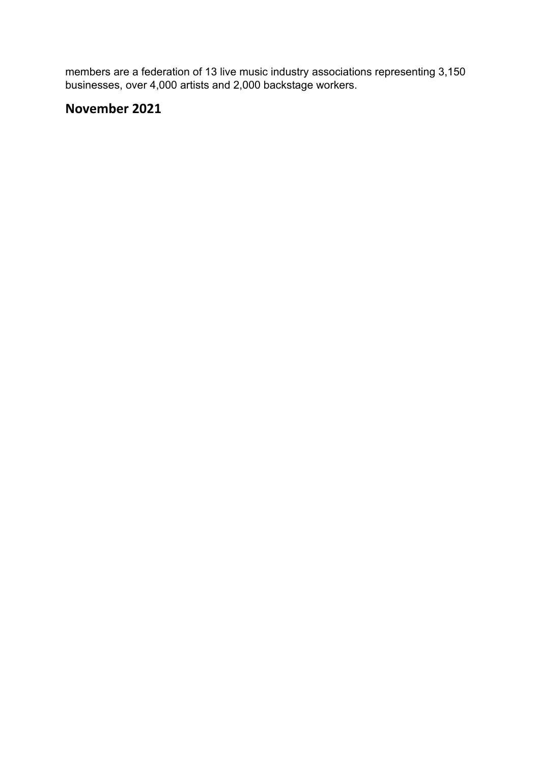members are a federation of 13 live music industry associations representing 3,150 businesses, over 4,000 artists and 2,000 backstage workers.

## November 2021